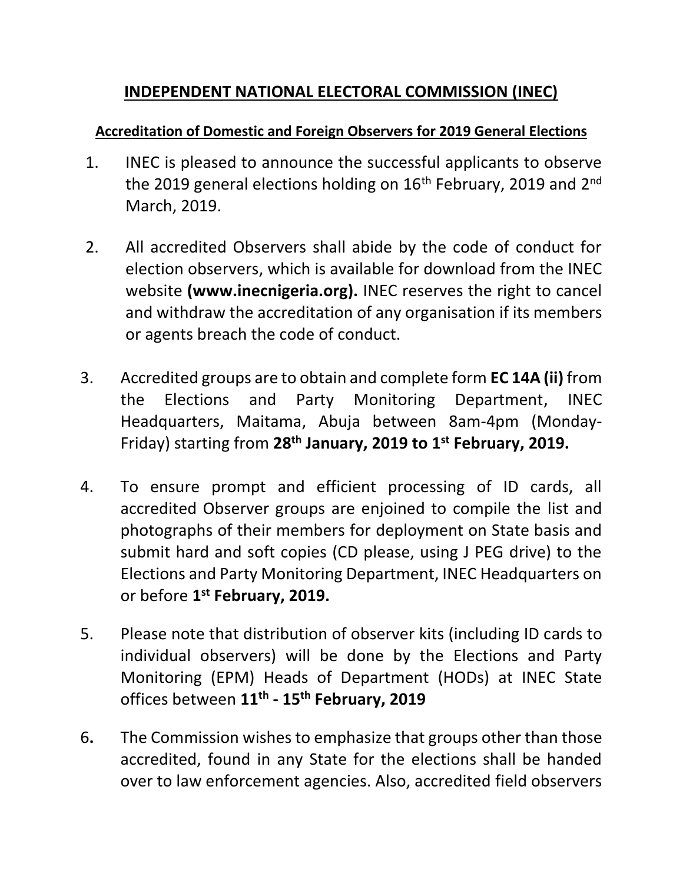# INDEPENDENT NATIONAL ELECTORAL COMMISSION (INEC)

## Accreditation of Domestic and Foreign Observers for 2019 General Elections

1. INEC is pleased to announce the successful applicants to observe the 2019 general elections holding on 16th February, 2019 and 2nd March, 2019.

2. All accredited Observers shall abide by the code of conduct for election observers, which is available for download from the INEC website **(www.inecnigeria.org).** INEC reserves the right to cancel and withdraw the accreditation of any organisation if its members or agents breach the code of conduct.

3. Accredited groups are to obtain and complete form **EC 14A (ii)** from the Elections and Party Monitoring Department, INEC Headquarters, Maitama, Abuja between 8am-4pm (Monday-Friday) starting from **28th January, 2019 to 1st February, 2019.**

4. To ensure prompt and efficient processing of ID cards, all accredited Observer groups are enjoined to compile the list and photographs of their members for deployment on State basis and submit hard and soft copies (CD please, using J PEG drive) to the Elections and Party Monitoring Department, INEC Headquarters on or before **1st February, 2019.**

5. Please note that distribution of observer kits (including ID cards to individual observers) will be done by the Elections and Party Monitoring (EPM) Heads of Department (HODs) at INEC State offices between **11th - 15th February, 2019**

6. The Commission wishes to emphasize that groups other than those accredited, found in any State for the elections shall be handed over to law enforcement agencies. Also, accredited field observers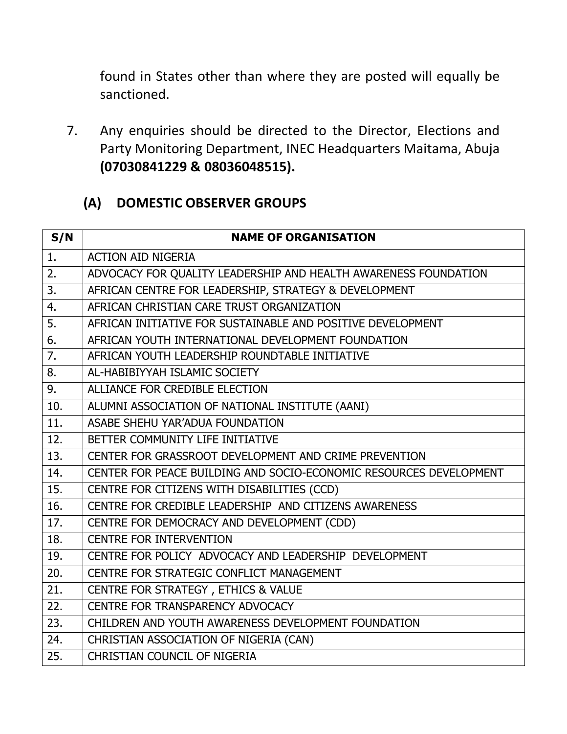found in States other than where they are posted will equally be sanctioned.

7. Any enquiries should be directed to the Director, Elections and Party Monitoring Department, INEC Headquarters Maitama, Abuja **(07030841229 & 08036048515).**

## (A) DOMESTIC OBSERVER GROUPS

| S/N | NAME OF ORGANISATION |
|---|---|
| 1. | ACTION AID NIGERIA |
| 2. | ADVOCACY FOR QUALITY LEADERSHIP AND HEALTH AWARENESS FOUNDATION |
| 3. | AFRICAN CENTRE FOR LEADERSHIP, STRATEGY & DEVELOPMENT |
| 4. | AFRICAN CHRISTIAN CARE TRUST ORGANIZATION |
| 5. | AFRICAN INITIATIVE FOR SUSTAINABLE AND POSITIVE DEVELOPMENT |
| 6. | AFRICAN YOUTH INTERNATIONAL DEVELOPMENT FOUNDATION |
| 7. | AFRICAN YOUTH LEADERSHIP ROUNDTABLE INITIATIVE |
| 8. | AL-HABIBIYYAH ISLAMIC SOCIETY |
| 9. | ALLIANCE FOR CREDIBLE ELECTION |
| 10. | ALUMNI ASSOCIATION OF NATIONAL INSTITUTE (AANI) |
| 11. | ASABE SHEHU YAR'ADUA FOUNDATION |
| 12. | BETTER COMMUNITY LIFE INITIATIVE |
| 13. | CENTER FOR GRASSROOT DEVELOPMENT AND CRIME PREVENTION |
| 14. | CENTER FOR PEACE BUILDING AND SOCIO-ECONOMIC RESOURCES DEVELOPMENT |
| 15. | CENTRE FOR CITIZENS WITH DISABILITIES (CCD) |
| 16. | CENTRE FOR CREDIBLE LEADERSHIP AND CITIZENS AWARENESS |
| 17. | CENTRE FOR DEMOCRACY AND DEVELOPMENT (CDD) |
| 18. | CENTRE FOR INTERVENTION |
| 19. | CENTRE FOR POLICY ADVOCACY AND LEADERSHIP DEVELOPMENT |
| 20. | CENTRE FOR STRATEGIC CONFLICT MANAGEMENT |
| 21. | CENTRE FOR STRATEGY , ETHICS & VALUE |
| 22. | CENTRE FOR TRANSPARENCY ADVOCACY |
| 23. | CHILDREN AND YOUTH AWARENESS DEVELOPMENT FOUNDATION |
| 24. | CHRISTIAN ASSOCIATION OF NIGERIA (CAN) |
| 25. | CHRISTIAN COUNCIL OF NIGERIA |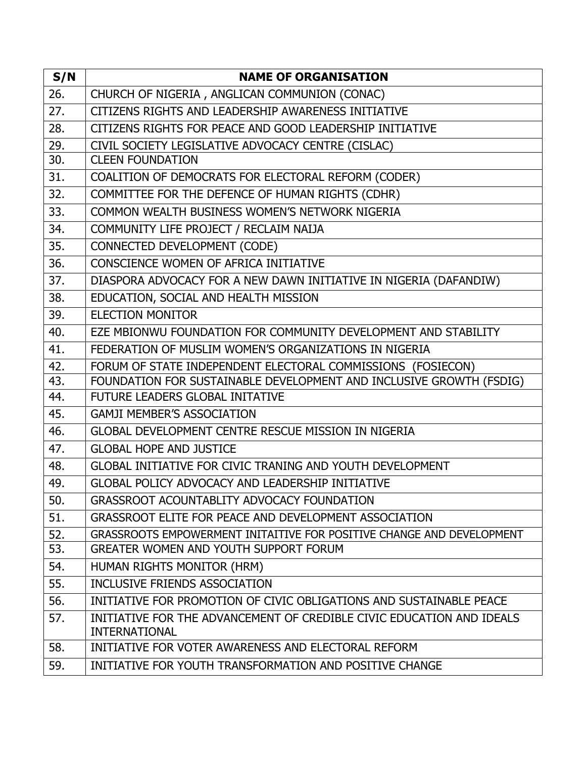| S/N | NAME OF ORGANISATION |
|---|---|
| 26. | CHURCH OF NIGERIA , ANGLICAN COMMUNION (CONAC) |
| 27. | CITIZENS RIGHTS AND LEADERSHIP AWARENESS INITIATIVE |
| 28. | CITIZENS RIGHTS FOR PEACE AND GOOD LEADERSHIP INITIATIVE |
| 29. | CIVIL SOCIETY LEGISLATIVE ADVOCACY CENTRE (CISLAC) |
| 30. | CLEEN FOUNDATION |
| 31. | COALITION OF DEMOCRATS FOR ELECTORAL REFORM (CODER) |
| 32. | COMMITTEE FOR THE DEFENCE OF HUMAN RIGHTS (CDHR) |
| 33. | COMMON WEALTH BUSINESS WOMEN'S NETWORK NIGERIA |
| 34. | COMMUNITY LIFE PROJECT / RECLAIM NAIJA |
| 35. | CONNECTED DEVELOPMENT (CODE) |
| 36. | CONSCIENCE WOMEN OF AFRICA INITIATIVE |
| 37. | DIASPORA ADVOCACY FOR A NEW DAWN INITIATIVE IN NIGERIA (DAFANDIW) |
| 38. | EDUCATION, SOCIAL AND HEALTH MISSION |
| 39. | ELECTION MONITOR |
| 40. | EZE MBIONWU FOUNDATION FOR COMMUNITY DEVELOPMENT AND STABILITY |
| 41. | FEDERATION OF MUSLIM WOMEN'S ORGANIZATIONS IN NIGERIA |
| 42. | FORUM OF STATE INDEPENDENT ELECTORAL COMMISSIONS (FOSIECON) |
| 43. | FOUNDATION FOR SUSTAINABLE DEVELOPMENT AND INCLUSIVE GROWTH (FSDIG) |
| 44. | FUTURE LEADERS GLOBAL INITATIVE |
| 45. | GAMJI MEMBER'S ASSOCIATION |
| 46. | GLOBAL DEVELOPMENT CENTRE RESCUE MISSION IN NIGERIA |
| 47. | GLOBAL HOPE AND JUSTICE |
| 48. | GLOBAL INITIATIVE FOR CIVIC TRANING AND YOUTH DEVELOPMENT |
| 49. | GLOBAL POLICY ADVOCACY AND LEADERSHIP INITIATIVE |
| 50. | GRASSROOT ACOUNTABLITY ADVOCACY FOUNDATION |
| 51. | GRASSROOT ELITE FOR PEACE AND DEVELOPMENT ASSOCIATION |
| 52. | GRASSROOTS EMPOWERMENT INITAITIVE FOR POSITIVE CHANGE AND DEVELOPMENT |
| 53. | GREATER WOMEN AND YOUTH SUPPORT FORUM |
| 54. | HUMAN RIGHTS MONITOR (HRM) |
| 55. | INCLUSIVE FRIENDS ASSOCIATION |
| 56. | INITIATIVE FOR PROMOTION OF CIVIC OBLIGATIONS AND SUSTAINABLE PEACE |
| 57. | INITIATIVE FOR THE ADVANCEMENT OF CREDIBLE CIVIC EDUCATION AND IDEALS INTERNATIONAL |
| 58. | INITIATIVE FOR VOTER AWARENESS AND ELECTORAL REFORM |
| 59. | INITIATIVE FOR YOUTH TRANSFORMATION AND POSITIVE CHANGE |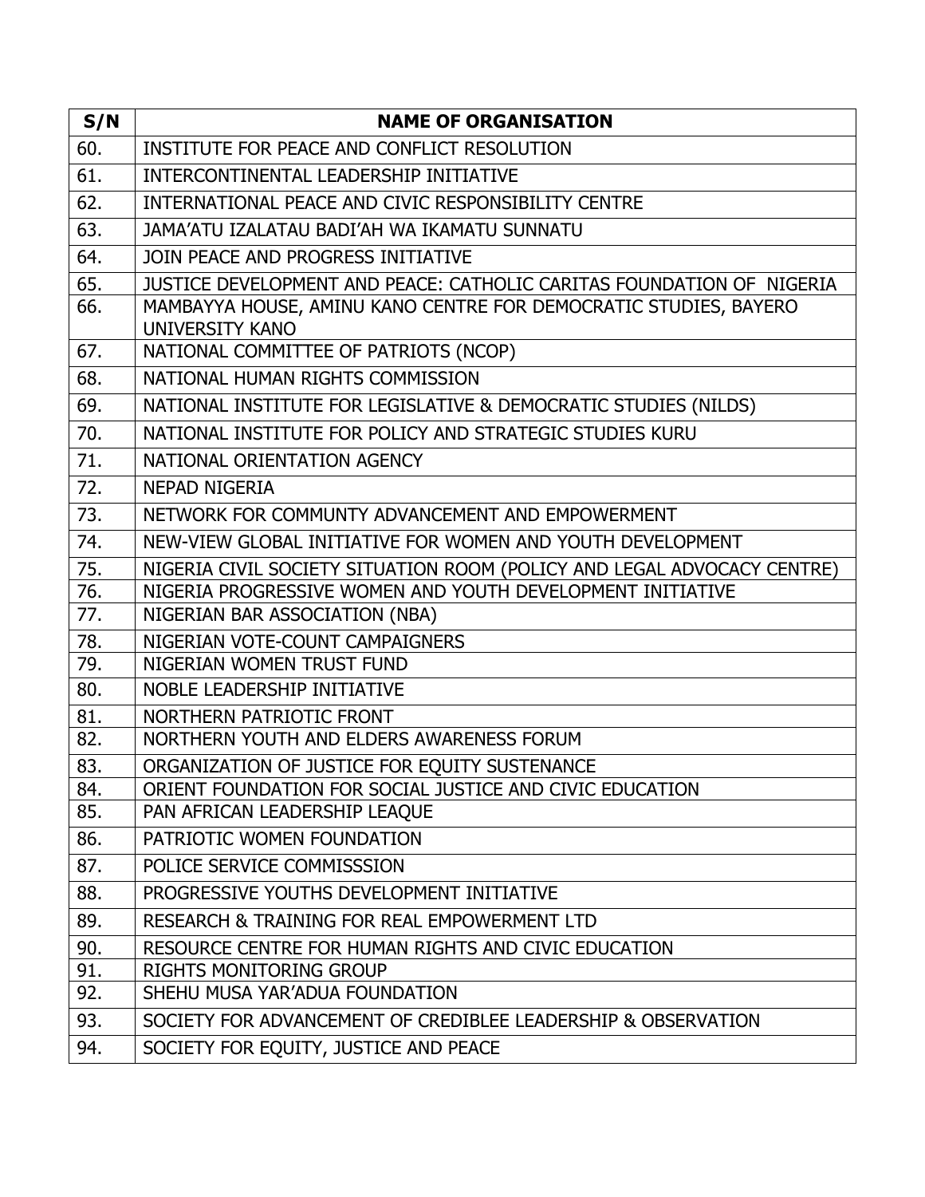| S/N | NAME OF ORGANISATION |
| --- | --- |
| 60. | INSTITUTE FOR PEACE AND CONFLICT RESOLUTION |
| 61. | INTERCONTINENTAL LEADERSHIP INITIATIVE |
| 62. | INTERNATIONAL PEACE AND CIVIC RESPONSIBILITY CENTRE |
| 63. | JAMA'ATU IZALATAU BADI'AH WA IKAMATU SUNNATU |
| 64. | JOIN PEACE AND PROGRESS INITIATIVE |
| 65. | JUSTICE DEVELOPMENT AND PEACE: CATHOLIC CARITAS FOUNDATION OF NIGERIA |
| 66. | MAMBAYYA HOUSE, AMINU KANO CENTRE FOR DEMOCRATIC STUDIES, BAYERO UNIVERSITY KANO |
| 67. | NATIONAL COMMITTEE OF PATRIOTS (NCOP) |
| 68. | NATIONAL HUMAN RIGHTS COMMISSION |
| 69. | NATIONAL INSTITUTE FOR LEGISLATIVE & DEMOCRATIC STUDIES (NILDS) |
| 70. | NATIONAL INSTITUTE FOR POLICY AND STRATEGIC STUDIES KURU |
| 71. | NATIONAL ORIENTATION AGENCY |
| 72. | NEPAD NIGERIA |
| 73. | NETWORK FOR COMMUNTY ADVANCEMENT AND EMPOWERMENT |
| 74. | NEW-VIEW GLOBAL INITIATIVE FOR WOMEN AND YOUTH DEVELOPMENT |
| 75. | NIGERIA CIVIL SOCIETY SITUATION ROOM (POLICY AND LEGAL ADVOCACY CENTRE) |
| 76. | NIGERIA PROGRESSIVE WOMEN AND YOUTH DEVELOPMENT INITIATIVE |
| 77. | NIGERIAN BAR ASSOCIATION (NBA) |
| 78. | NIGERIAN VOTE-COUNT CAMPAIGNERS |
| 79. | NIGERIAN WOMEN TRUST FUND |
| 80. | NOBLE LEADERSHIP INITIATIVE |
| 81. | NORTHERN PATRIOTIC FRONT |
| 82. | NORTHERN YOUTH AND ELDERS AWARENESS FORUM |
| 83. | ORGANIZATION OF JUSTICE FOR EQUITY SUSTENANCE |
| 84. | ORIENT FOUNDATION FOR SOCIAL JUSTICE AND CIVIC EDUCATION |
| 85. | PAN AFRICAN LEADERSHIP LEAQUE |
| 86. | PATRIOTIC WOMEN FOUNDATION |
| 87. | POLICE SERVICE COMMISSSION |
| 88. | PROGRESSIVE YOUTHS DEVELOPMENT INITIATIVE |
| 89. | RESEARCH & TRAINING FOR REAL EMPOWERMENT LTD |
| 90. | RESOURCE CENTRE FOR HUMAN RIGHTS AND CIVIC EDUCATION |
| 91. | RIGHTS MONITORING GROUP |
| 92. | SHEHU MUSA YAR'ADUA FOUNDATION |
| 93. | SOCIETY FOR ADVANCEMENT OF CREDIBLEE LEADERSHIP & OBSERVATION |
| 94. | SOCIETY FOR EQUITY, JUSTICE AND PEACE |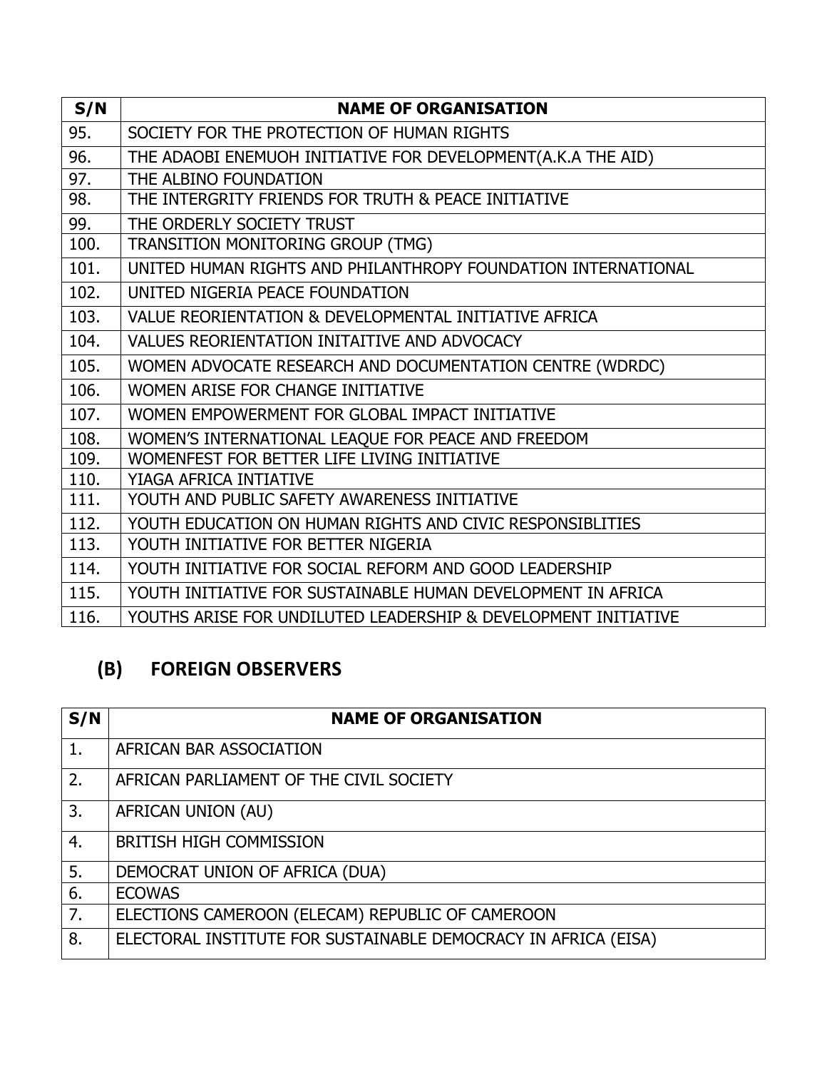| S/N | NAME OF ORGANISATION |
|---|---|
| 95. | SOCIETY FOR THE PROTECTION OF HUMAN RIGHTS |
| 96. | THE ADAOBI ENEMUOH INITIATIVE FOR DEVELOPMENT(A.K.A THE AID) |
| 97. | THE ALBINO FOUNDATION |
| 98. | THE INTERGRITY FRIENDS FOR TRUTH & PEACE INITIATIVE |
| 99. | THE ORDERLY SOCIETY TRUST |
| 100. | TRANSITION MONITORING GROUP (TMG) |
| 101. | UNITED HUMAN RIGHTS AND PHILANTHROPY FOUNDATION INTERNATIONAL |
| 102. | UNITED NIGERIA PEACE FOUNDATION |
| 103. | VALUE REORIENTATION & DEVELOPMENTAL INITIATIVE AFRICA |
| 104. | VALUES REORIENTATION INITAITIVE AND ADVOCACY |
| 105. | WOMEN ADVOCATE RESEARCH AND DOCUMENTATION CENTRE (WDRDC) |
| 106. | WOMEN ARISE FOR CHANGE INITIATIVE |
| 107. | WOMEN EMPOWERMENT FOR GLOBAL IMPACT INITIATIVE |
| 108. | WOMEN'S INTERNATIONAL LEAQUE FOR PEACE AND FREEDOM |
| 109. | WOMENFEST FOR BETTER LIFE LIVING INITIATIVE |
| 110. | YIAGA AFRICA INTIATIVE |
| 111. | YOUTH AND PUBLIC SAFETY AWARENESS INITIATIVE |
| 112. | YOUTH EDUCATION ON HUMAN RIGHTS AND CIVIC RESPONSIBLITIES |
| 113. | YOUTH INITIATIVE FOR BETTER NIGERIA |
| 114. | YOUTH INITIATIVE FOR SOCIAL REFORM AND GOOD LEADERSHIP |
| 115. | YOUTH INITIATIVE FOR SUSTAINABLE HUMAN DEVELOPMENT IN AFRICA |
| 116. | YOUTHS ARISE FOR UNDILUTED LEADERSHIP & DEVELOPMENT INITIATIVE |

## (B) FOREIGN OBSERVERS

| S/N | NAME OF ORGANISATION |
|---|---|
| 1. | AFRICAN BAR ASSOCIATION |
| 2. | AFRICAN PARLIAMENT OF THE CIVIL SOCIETY |
| 3. | AFRICAN UNION (AU) |
| 4. | BRITISH HIGH COMMISSION |
| 5. | DEMOCRAT UNION OF AFRICA (DUA) |
| 6. | ECOWAS |
| 7. | ELECTIONS CAMEROON (ELECAM) REPUBLIC OF CAMEROON |
| 8. | ELECTORAL INSTITUTE FOR SUSTAINABLE DEMOCRACY IN AFRICA (EISA) |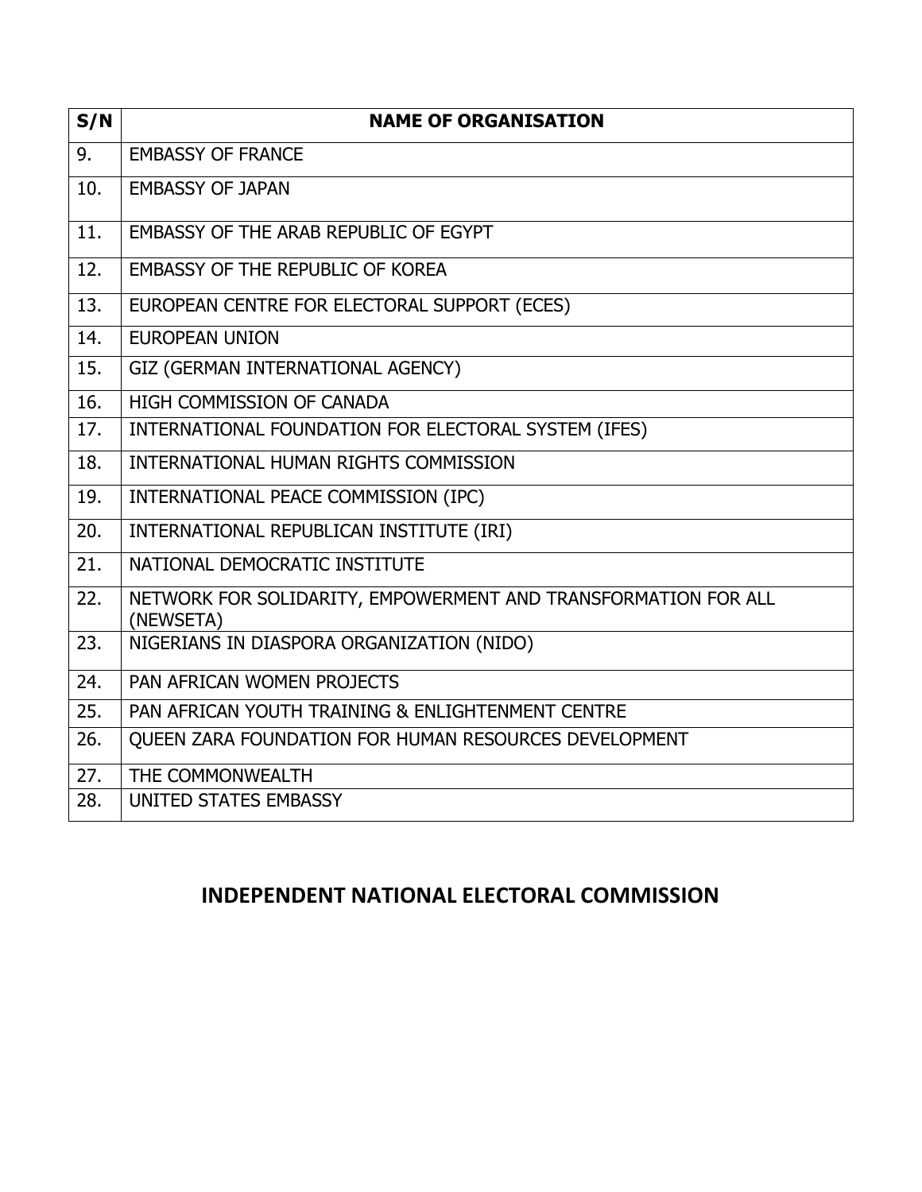| S/N | NAME OF ORGANISATION |
|---|---|
| 9. | EMBASSY OF FRANCE |
| 10. | EMBASSY OF JAPAN |
| 11. | EMBASSY OF THE ARAB REPUBLIC OF EGYPT |
| 12. | EMBASSY OF THE REPUBLIC OF KOREA |
| 13. | EUROPEAN CENTRE FOR ELECTORAL SUPPORT (ECES) |
| 14. | EUROPEAN UNION |
| 15. | GIZ (GERMAN INTERNATIONAL AGENCY) |
| 16. | HIGH COMMISSION OF CANADA |
| 17. | INTERNATIONAL FOUNDATION FOR ELECTORAL SYSTEM (IFES) |
| 18. | INTERNATIONAL HUMAN RIGHTS COMMISSION |
| 19. | INTERNATIONAL PEACE COMMISSION (IPC) |
| 20. | INTERNATIONAL REPUBLICAN INSTITUTE (IRI) |
| 21. | NATIONAL DEMOCRATIC INSTITUTE |
| 22. | NETWORK FOR SOLIDARITY, EMPOWERMENT AND TRANSFORMATION FOR ALL (NEWSETA) |
| 23. | NIGERIANS IN DIASPORA ORGANIZATION (NIDO) |
| 24. | PAN AFRICAN WOMEN PROJECTS |
| 25. | PAN AFRICAN YOUTH TRAINING & ENLIGHTENMENT CENTRE |
| 26. | QUEEN ZARA FOUNDATION FOR HUMAN RESOURCES DEVELOPMENT |
| 27. | THE COMMONWEALTH |
| 28. | UNITED STATES EMBASSY |

## INDEPENDENT NATIONAL ELECTORAL COMMISSION